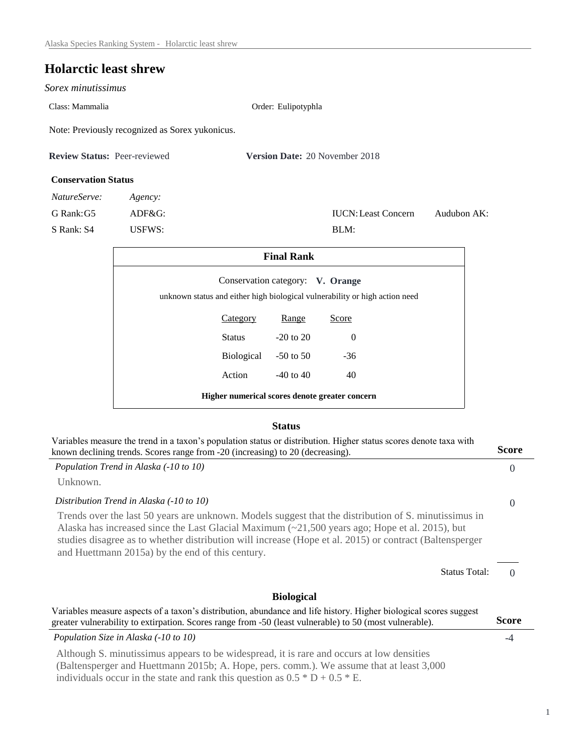# Holarctic least shrew

*Sorex minutissimus*

Class: Mammalia

Order: Eulipotyphla

Note: Previously recognized as Sorex yukonicus.

**Review Status:** Peer-reviewed **Version Date:** 20 November 2018

### Conservation Status

| *NatureServe:* | *Agency:* | | |
|---|---|---|---|
| G Rank: G5 | ADF&G: | IUCN: Least Concern | Audubon AK: |
| S Rank: S4 | USFWS: | BLM: | |

### Final Rank

Conservation category: **V. Orange**

unknown status and either high biological vulnerability or high action need

| Category | Range | Score |
|---|---|---|
| Status | -20 to 20 | 0 |
| Biological | -50 to 50 | -36 |
| Action | -40 to 40 | 40 |

**Higher numerical scores denote greater concern**

## Status

Variables measure the trend in a taxon's population status or distribution. Higher status scores denote taxa with known declining trends. Scores range from -20 (increasing) to 20 (decreasing).

**Score**

*Population Trend in Alaska (-10 to 10)* — 0

Unknown.

*Distribution Trend in Alaska (-10 to 10)* — 0

Trends over the last 50 years are unknown. Models suggest that the distribution of S. minutissimus in Alaska has increased since the Last Glacial Maximum (~21,500 years ago; Hope et al. 2015), but studies disagree as to whether distribution will increase (Hope et al. 2015) or contract (Baltensperger and Huettmann 2015a) by the end of this century.

Status Total: 0

## Biological

Variables measure aspects of a taxon's distribution, abundance and life history. Higher biological scores suggest greater vulnerability to extirpation. Scores range from -50 (least vulnerable) to 50 (most vulnerable).

**Score**

*Population Size in Alaska (-10 to 10)* — -4

Although S. minutissimus appears to be widespread, it is rare and occurs at low densities (Baltensperger and Huettmann 2015b; A. Hope, pers. comm.). We assume that at least 3,000 individuals occur in the state and rank this question as 0.5 * D + 0.5 * E.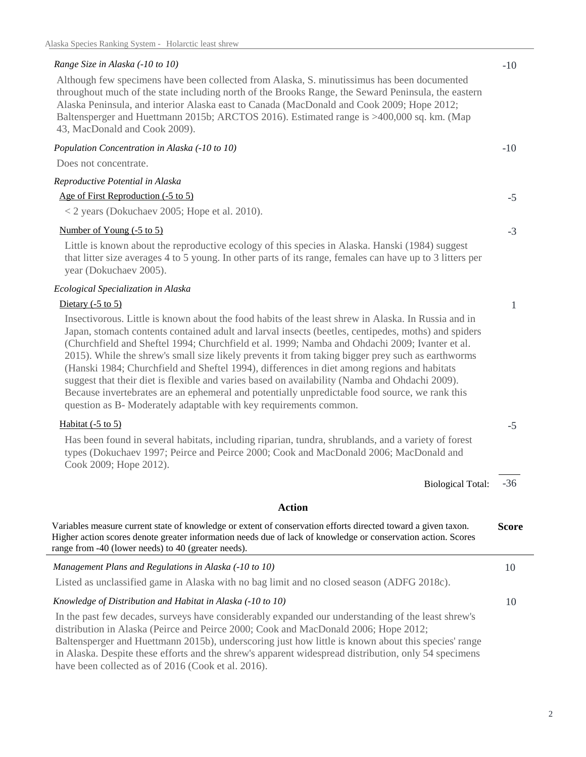*Range Size in Alaska (-10 to 10)* — -10

Although few specimens have been collected from Alaska, S. minutissimus has been documented throughout much of the state including north of the Brooks Range, the Seward Peninsula, the eastern Alaska Peninsula, and interior Alaska east to Canada (MacDonald and Cook 2009; Hope 2012; Baltensperger and Huettmann 2015b; ARCTOS 2016). Estimated range is >400,000 sq. km. (Map 43, MacDonald and Cook 2009).

*Population Concentration in Alaska (-10 to 10)* — -10

Does not concentrate.

*Reproductive Potential in Alaska*

Age of First Reproduction (-5 to 5) — -5

< 2 years (Dokuchaev 2005; Hope et al. 2010).

Number of Young (-5 to 5) — -3

Little is known about the reproductive ecology of this species in Alaska. Hanski (1984) suggest that litter size averages 4 to 5 young. In other parts of its range, females can have up to 3 litters per year (Dokuchaev 2005).

*Ecological Specialization in Alaska*

Dietary (-5 to 5) — 1

Insectivorous. Little is known about the food habits of the least shrew in Alaska. In Russia and in Japan, stomach contents contained adult and larval insects (beetles, centipedes, moths) and spiders (Churchfield and Sheftel 1994; Churchfield et al. 1999; Namba and Ohdachi 2009; Ivanter et al. 2015). While the shrew's small size likely prevents it from taking bigger prey such as earthworms (Hanski 1984; Churchfield and Sheftel 1994), differences in diet among regions and habitats suggest that their diet is flexible and varies based on availability (Namba and Ohdachi 2009). Because invertebrates are an ephemeral and potentially unpredictable food source, we rank this question as B- Moderately adaptable with key requirements common.

Habitat (-5 to 5) — -5

Has been found in several habitats, including riparian, tundra, shrublands, and a variety of forest types (Dokuchaev 1997; Peirce and Peirce 2000; Cook and MacDonald 2006; MacDonald and Cook 2009; Hope 2012).

Biological Total: -36

## Action

Variables measure current state of knowledge or extent of conservation efforts directed toward a given taxon. Higher action scores denote greater information needs due of lack of knowledge or conservation action. Scores range from -40 (lower needs) to 40 (greater needs). — **Score**

*Management Plans and Regulations in Alaska (-10 to 10)* — 10

Listed as unclassified game in Alaska with no bag limit and no closed season (ADFG 2018c).

*Knowledge of Distribution and Habitat in Alaska (-10 to 10)* — 10

In the past few decades, surveys have considerably expanded our understanding of the least shrew's distribution in Alaska (Peirce and Peirce 2000; Cook and MacDonald 2006; Hope 2012; Baltensperger and Huettmann 2015b), underscoring just how little is known about this species' range in Alaska. Despite these efforts and the shrew's apparent widespread distribution, only 54 specimens have been collected as of 2016 (Cook et al. 2016).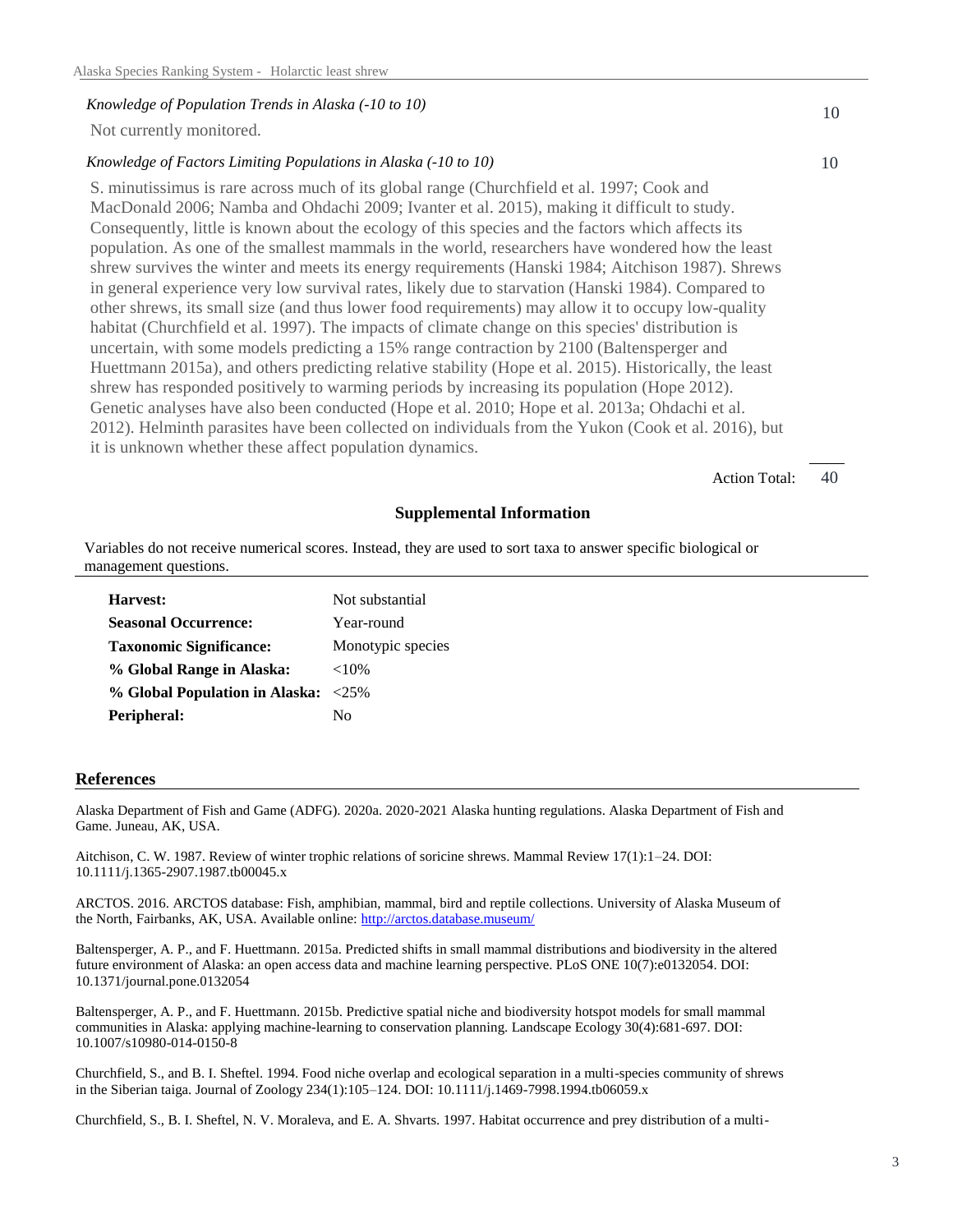*Knowledge of Population Trends in Alaska (-10 to 10)* 10

Not currently monitored.

*Knowledge of Factors Limiting Populations in Alaska (-10 to 10)* 10

S. minutissimus is rare across much of its global range (Churchfield et al. 1997; Cook and MacDonald 2006; Namba and Ohdachi 2009; Ivanter et al. 2015), making it difficult to study. Consequently, little is known about the ecology of this species and the factors which affects its population. As one of the smallest mammals in the world, researchers have wondered how the least shrew survives the winter and meets its energy requirements (Hanski 1984; Aitchison 1987). Shrews in general experience very low survival rates, likely due to starvation (Hanski 1984). Compared to other shrews, its small size (and thus lower food requirements) may allow it to occupy low-quality habitat (Churchfield et al. 1997). The impacts of climate change on this species' distribution is uncertain, with some models predicting a 15% range contraction by 2100 (Baltensperger and Huettmann 2015a), and others predicting relative stability (Hope et al. 2015). Historically, the least shrew has responded positively to warming periods by increasing its population (Hope 2012). Genetic analyses have also been conducted (Hope et al. 2010; Hope et al. 2013a; Ohdachi et al. 2012). Helminth parasites have been collected on individuals from the Yukon (Cook et al. 2016), but it is unknown whether these affect population dynamics.

Action Total: 40

## Supplemental Information

Variables do not receive numerical scores. Instead, they are used to sort taxa to answer specific biological or management questions.

| | |
|---|---|
| **Harvest:** | Not substantial |
| **Seasonal Occurrence:** | Year-round |
| **Taxonomic Significance:** | Monotypic species |
| **% Global Range in Alaska:** | <10% |
| **% Global Population in Alaska:** | <25% |
| **Peripheral:** | No |

## References

Alaska Department of Fish and Game (ADFG). 2020a. 2020-2021 Alaska hunting regulations. Alaska Department of Fish and Game. Juneau, AK, USA.

Aitchison, C. W. 1987. Review of winter trophic relations of soricine shrews. Mammal Review 17(1):1–24. DOI: 10.1111/j.1365-2907.1987.tb00045.x

ARCTOS. 2016. ARCTOS database: Fish, amphibian, mammal, bird and reptile collections. University of Alaska Museum of the North, Fairbanks, AK, USA. Available online: http://arctos.database.museum/

Baltensperger, A. P., and F. Huettmann. 2015a. Predicted shifts in small mammal distributions and biodiversity in the altered future environment of Alaska: an open access data and machine learning perspective. PLoS ONE 10(7):e0132054. DOI: 10.1371/journal.pone.0132054

Baltensperger, A. P., and F. Huettmann. 2015b. Predictive spatial niche and biodiversity hotspot models for small mammal communities in Alaska: applying machine-learning to conservation planning. Landscape Ecology 30(4):681-697. DOI: 10.1007/s10980-014-0150-8

Churchfield, S., and B. I. Sheftel. 1994. Food niche overlap and ecological separation in a multi-species community of shrews in the Siberian taiga. Journal of Zoology 234(1):105–124. DOI: 10.1111/j.1469-7998.1994.tb06059.x

Churchfield, S., B. I. Sheftel, N. V. Moraleva, and E. A. Shvarts. 1997. Habitat occurrence and prey distribution of a multi-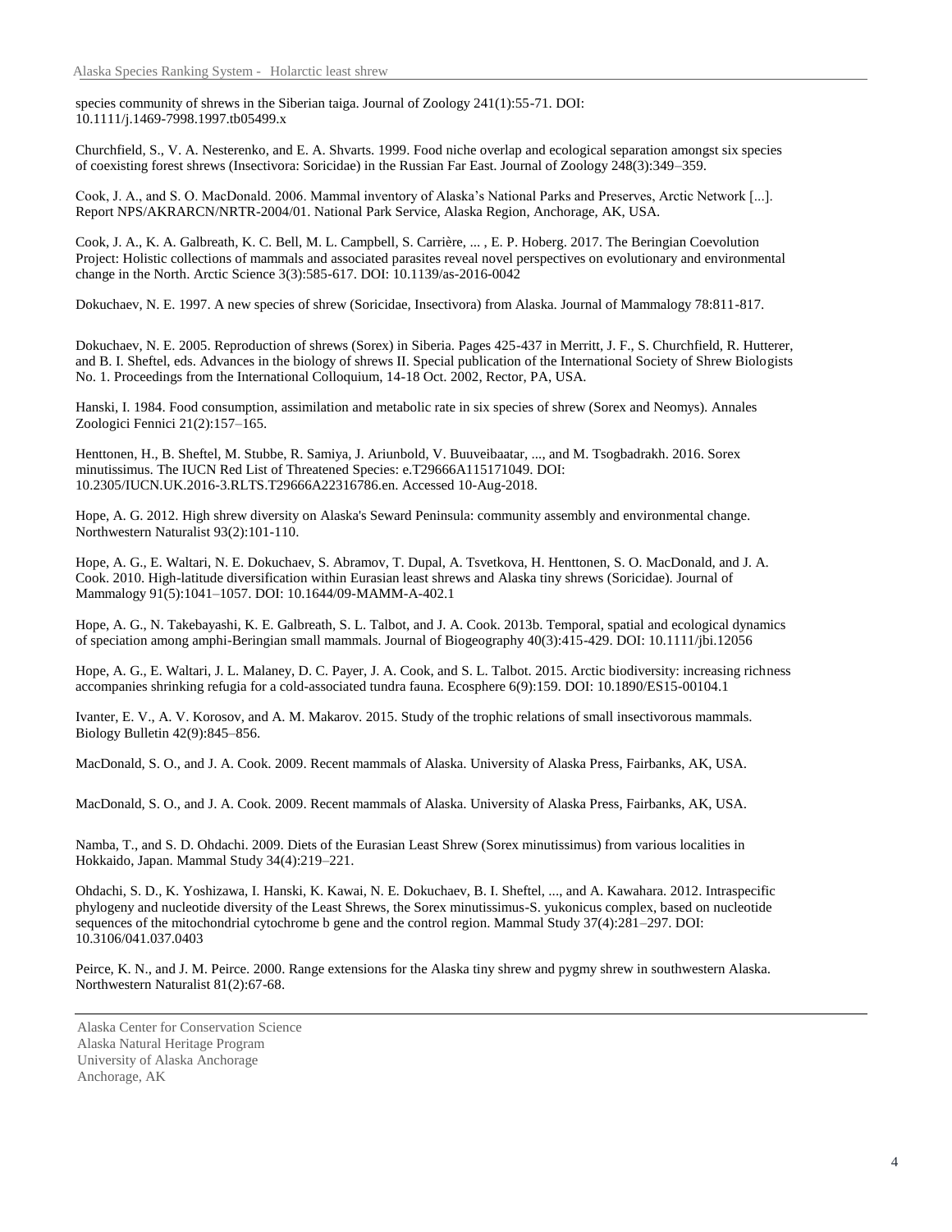species community of shrews in the Siberian taiga. Journal of Zoology 241(1):55-71. DOI: 10.1111/j.1469-7998.1997.tb05499.x

Churchfield, S., V. A. Nesterenko, and E. A. Shvarts. 1999. Food niche overlap and ecological separation amongst six species of coexisting forest shrews (Insectivora: Soricidae) in the Russian Far East. Journal of Zoology 248(3):349–359.

Cook, J. A., and S. O. MacDonald. 2006. Mammal inventory of Alaska's National Parks and Preserves, Arctic Network [...]. Report NPS/AKRARCN/NRTR-2004/01. National Park Service, Alaska Region, Anchorage, AK, USA.

Cook, J. A., K. A. Galbreath, K. C. Bell, M. L. Campbell, S. Carrière, ... , E. P. Hoberg. 2017. The Beringian Coevolution Project: Holistic collections of mammals and associated parasites reveal novel perspectives on evolutionary and environmental change in the North. Arctic Science 3(3):585-617. DOI: 10.1139/as-2016-0042

Dokuchaev, N. E. 1997. A new species of shrew (Soricidae, Insectivora) from Alaska. Journal of Mammalogy 78:811-817.

Dokuchaev, N. E. 2005. Reproduction of shrews (Sorex) in Siberia. Pages 425-437 in Merritt, J. F., S. Churchfield, R. Hutterer, and B. I. Sheftel, eds. Advances in the biology of shrews II. Special publication of the International Society of Shrew Biologists No. 1. Proceedings from the International Colloquium, 14-18 Oct. 2002, Rector, PA, USA.

Hanski, I. 1984. Food consumption, assimilation and metabolic rate in six species of shrew (Sorex and Neomys). Annales Zoologici Fennici 21(2):157–165.

Henttonen, H., B. Sheftel, M. Stubbe, R. Samiya, J. Ariunbold, V. Buuveibaatar, ..., and M. Tsogbadrakh. 2016. Sorex minutissimus. The IUCN Red List of Threatened Species: e.T29666A115171049. DOI: 10.2305/IUCN.UK.2016-3.RLTS.T29666A22316786.en. Accessed 10-Aug-2018.

Hope, A. G. 2012. High shrew diversity on Alaska's Seward Peninsula: community assembly and environmental change. Northwestern Naturalist 93(2):101-110.

Hope, A. G., E. Waltari, N. E. Dokuchaev, S. Abramov, T. Dupal, A. Tsvetkova, H. Henttonen, S. O. MacDonald, and J. A. Cook. 2010. High-latitude diversification within Eurasian least shrews and Alaska tiny shrews (Soricidae). Journal of Mammalogy 91(5):1041–1057. DOI: 10.1644/09-MAMM-A-402.1

Hope, A. G., N. Takebayashi, K. E. Galbreath, S. L. Talbot, and J. A. Cook. 2013b. Temporal, spatial and ecological dynamics of speciation among amphi-Beringian small mammals. Journal of Biogeography 40(3):415-429. DOI: 10.1111/jbi.12056

Hope, A. G., E. Waltari, J. L. Malaney, D. C. Payer, J. A. Cook, and S. L. Talbot. 2015. Arctic biodiversity: increasing richness accompanies shrinking refugia for a cold-associated tundra fauna. Ecosphere 6(9):159. DOI: 10.1890/ES15-00104.1

Ivanter, E. V., A. V. Korosov, and A. M. Makarov. 2015. Study of the trophic relations of small insectivorous mammals. Biology Bulletin 42(9):845–856.

MacDonald, S. O., and J. A. Cook. 2009. Recent mammals of Alaska. University of Alaska Press, Fairbanks, AK, USA.

MacDonald, S. O., and J. A. Cook. 2009. Recent mammals of Alaska. University of Alaska Press, Fairbanks, AK, USA.

Namba, T., and S. D. Ohdachi. 2009. Diets of the Eurasian Least Shrew (Sorex minutissimus) from various localities in Hokkaido, Japan. Mammal Study 34(4):219–221.

Ohdachi, S. D., K. Yoshizawa, I. Hanski, K. Kawai, N. E. Dokuchaev, B. I. Sheftel, ..., and A. Kawahara. 2012. Intraspecific phylogeny and nucleotide diversity of the Least Shrews, the Sorex minutissimus-S. yukonicus complex, based on nucleotide sequences of the mitochondrial cytochrome b gene and the control region. Mammal Study 37(4):281–297. DOI: 10.3106/041.037.0403

Peirce, K. N., and J. M. Peirce. 2000. Range extensions for the Alaska tiny shrew and pygmy shrew in southwestern Alaska. Northwestern Naturalist 81(2):67-68.